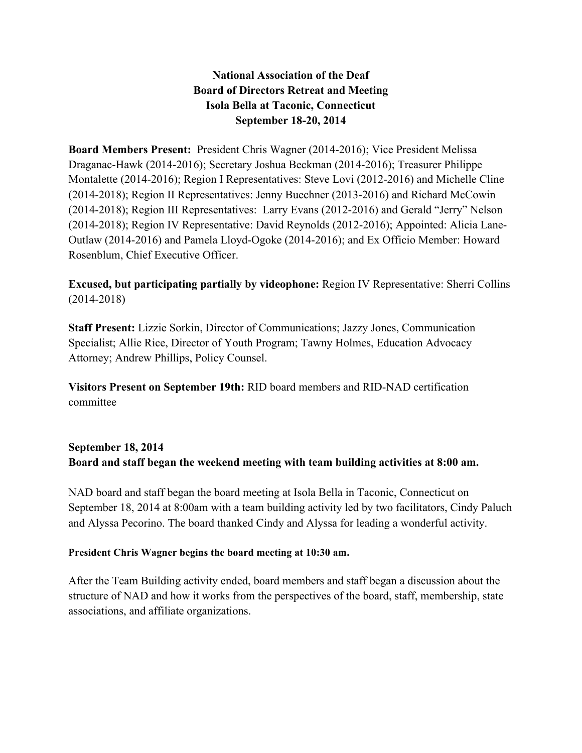**National Association of the Deaf**
**Board of Directors Retreat and Meeting**
**Isola Bella at Taconic, Connecticut**
**September 18-20, 2014**

**Board Members Present:** President Chris Wagner (2014-2016); Vice President Melissa Draganac-Hawk (2014-2016); Secretary Joshua Beckman (2014-2016); Treasurer Philippe Montalette (2014-2016); Region I Representatives: Steve Lovi (2012-2016) and Michelle Cline (2014-2018); Region II Representatives: Jenny Buechner (2013-2016) and Richard McCowin (2014-2018); Region III Representatives: Larry Evans (2012-2016) and Gerald "Jerry" Nelson (2014-2018); Region IV Representative: David Reynolds (2012-2016); Appointed: Alicia Lane-Outlaw (2014-2016) and Pamela Lloyd-Ogoke (2014-2016); and Ex Officio Member: Howard Rosenblum, Chief Executive Officer.

**Excused, but participating partially by videophone:** Region IV Representative: Sherri Collins (2014-2018)

**Staff Present:** Lizzie Sorkin, Director of Communications; Jazzy Jones, Communication Specialist; Allie Rice, Director of Youth Program; Tawny Holmes, Education Advocacy Attorney; Andrew Phillips, Policy Counsel.

**Visitors Present on September 19th:** RID board members and RID-NAD certification committee

**September 18, 2014**
**Board and staff began the weekend meeting with team building activities at 8:00 am.**

NAD board and staff began the board meeting at Isola Bella in Taconic, Connecticut on September 18, 2014 at 8:00am with a team building activity led by two facilitators, Cindy Paluch and Alyssa Pecorino. The board thanked Cindy and Alyssa for leading a wonderful activity.

**President Chris Wagner begins the board meeting at 10:30 am.**

After the Team Building activity ended, board members and staff began a discussion about the structure of NAD and how it works from the perspectives of the board, staff, membership, state associations, and affiliate organizations.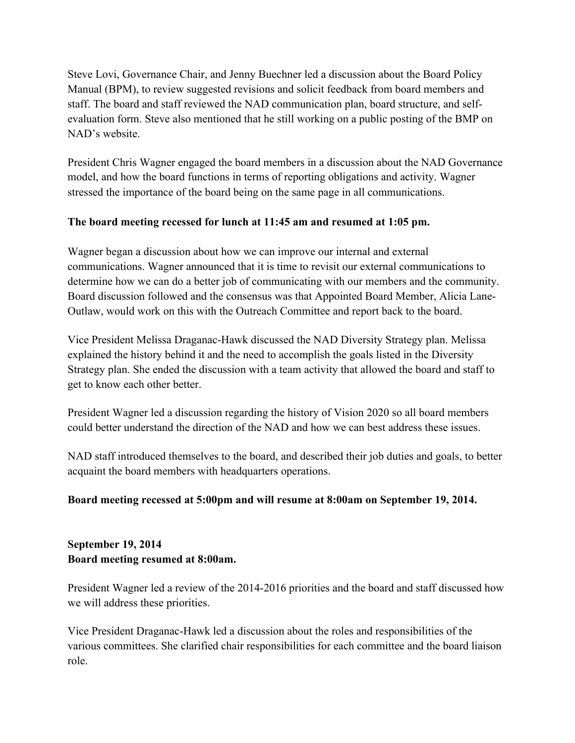Steve Lovi, Governance Chair, and Jenny Buechner led a discussion about the Board Policy Manual (BPM), to review suggested revisions and solicit feedback from board members and staff. The board and staff reviewed the NAD communication plan, board structure, and self-evaluation form. Steve also mentioned that he still working on a public posting of the BMP on NAD's website.

President Chris Wagner engaged the board members in a discussion about the NAD Governance model, and how the board functions in terms of reporting obligations and activity. Wagner stressed the importance of the board being on the same page in all communications.

**The board meeting recessed for lunch at 11:45 am and resumed at 1:05 pm.**

Wagner began a discussion about how we can improve our internal and external communications. Wagner announced that it is time to revisit our external communications to determine how we can do a better job of communicating with our members and the community. Board discussion followed and the consensus was that Appointed Board Member, Alicia Lane-Outlaw, would work on this with the Outreach Committee and report back to the board.

Vice President Melissa Draganac-Hawk discussed the NAD Diversity Strategy plan. Melissa explained the history behind it and the need to accomplish the goals listed in the Diversity Strategy plan. She ended the discussion with a team activity that allowed the board and staff to get to know each other better.

President Wagner led a discussion regarding the history of Vision 2020 so all board members could better understand the direction of the NAD and how we can best address these issues.

NAD staff introduced themselves to the board, and described their job duties and goals, to better acquaint the board members with headquarters operations.

**Board meeting recessed at 5:00pm and will resume at 8:00am on September 19, 2014.**

**September 19, 2014**
**Board meeting resumed at 8:00am.**

President Wagner led a review of the 2014-2016 priorities and the board and staff discussed how we will address these priorities.

Vice President Draganac-Hawk led a discussion about the roles and responsibilities of the various committees. She clarified chair responsibilities for each committee and the board liaison role.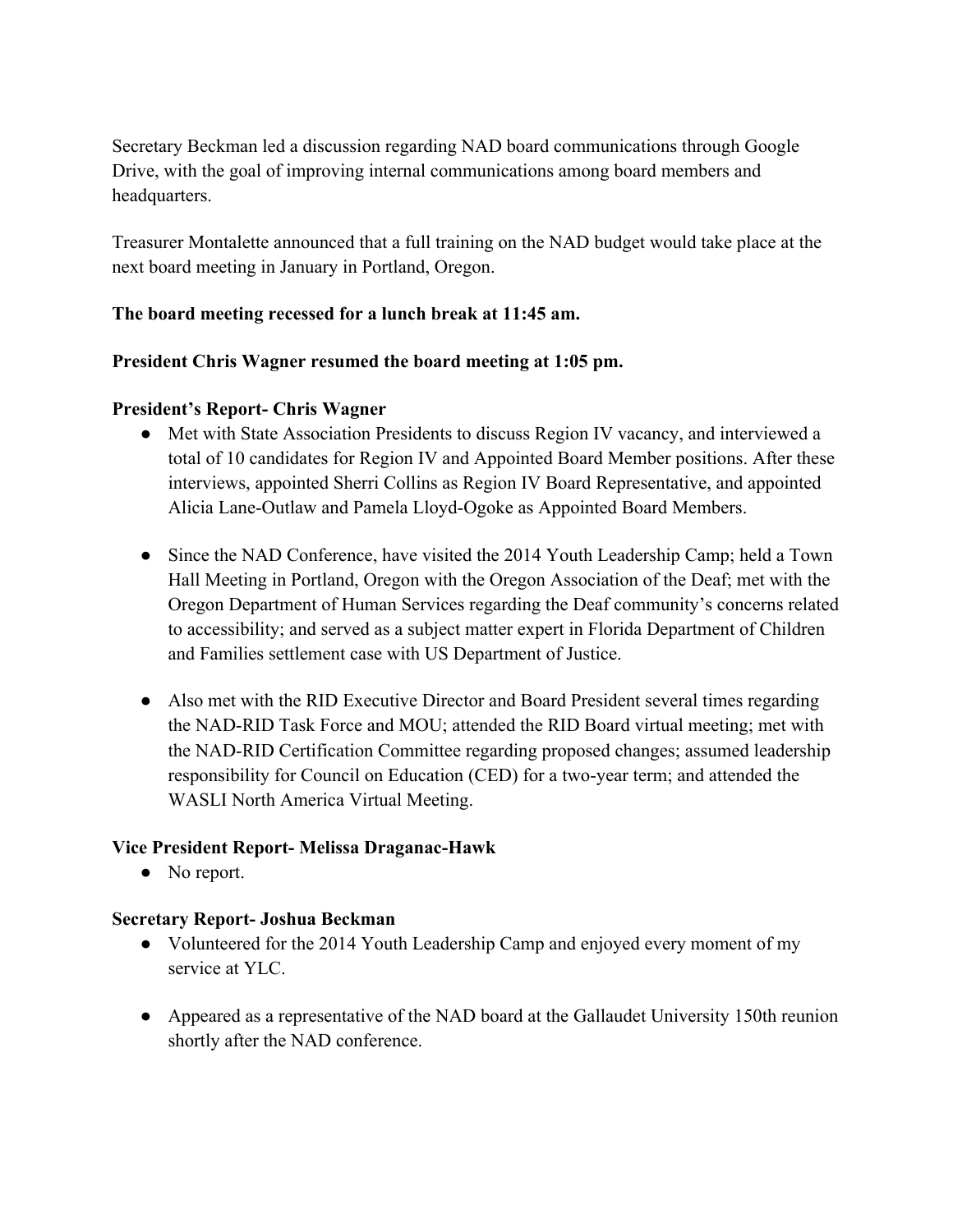Secretary Beckman led a discussion regarding NAD board communications through Google Drive, with the goal of improving internal communications among board members and headquarters.

Treasurer Montalette announced that a full training on the NAD budget would take place at the next board meeting in January in Portland, Oregon.

**The board meeting recessed for a lunch break at 11:45 am.**

**President Chris Wagner resumed the board meeting at 1:05 pm.**

**President's Report- Chris Wagner**

- Met with State Association Presidents to discuss Region IV vacancy, and interviewed a total of 10 candidates for Region IV and Appointed Board Member positions. After these interviews, appointed Sherri Collins as Region IV Board Representative, and appointed Alicia Lane-Outlaw and Pamela Lloyd-Ogoke as Appointed Board Members.

- Since the NAD Conference, have visited the 2014 Youth Leadership Camp; held a Town Hall Meeting in Portland, Oregon with the Oregon Association of the Deaf; met with the Oregon Department of Human Services regarding the Deaf community's concerns related to accessibility; and served as a subject matter expert in Florida Department of Children and Families settlement case with US Department of Justice.

- Also met with the RID Executive Director and Board President several times regarding the NAD-RID Task Force and MOU; attended the RID Board virtual meeting; met with the NAD-RID Certification Committee regarding proposed changes; assumed leadership responsibility for Council on Education (CED) for a two-year term; and attended the WASLI North America Virtual Meeting.

**Vice President Report- Melissa Draganac-Hawk**

- No report.

**Secretary Report- Joshua Beckman**

- Volunteered for the 2014 Youth Leadership Camp and enjoyed every moment of my service at YLC.

- Appeared as a representative of the NAD board at the Gallaudet University 150th reunion shortly after the NAD conference.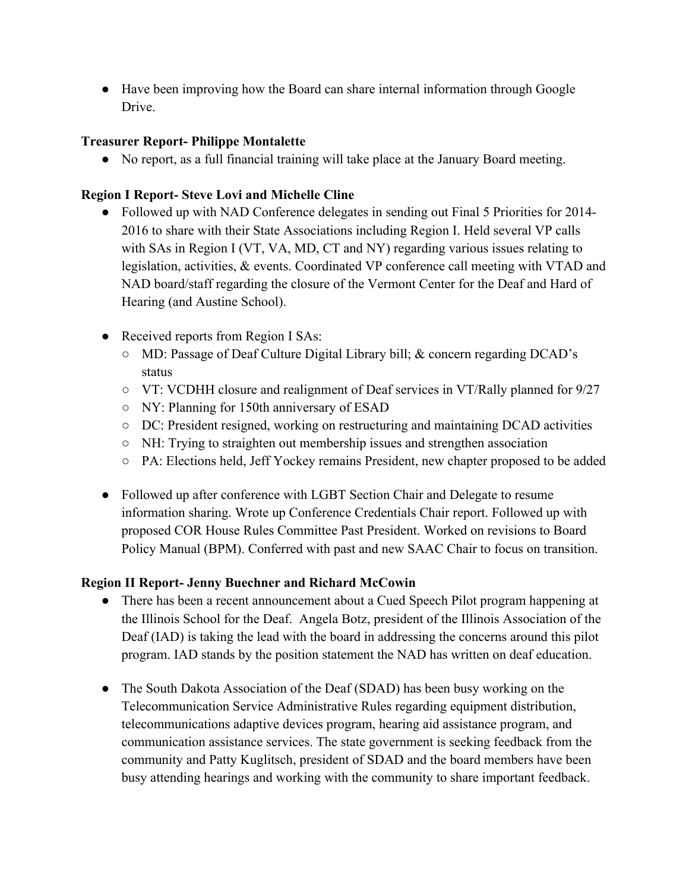- Have been improving how the Board can share internal information through Google Drive.

**Treasurer Report- Philippe Montalette**

- No report, as a full financial training will take place at the January Board meeting.

**Region I Report- Steve Lovi and Michelle Cline**

- Followed up with NAD Conference delegates in sending out Final 5 Priorities for 2014-2016 to share with their State Associations including Region I. Held several VP calls with SAs in Region I (VT, VA, MD, CT and NY) regarding various issues relating to legislation, activities, & events. Coordinated VP conference call meeting with VTAD and NAD board/staff regarding the closure of the Vermont Center for the Deaf and Hard of Hearing (and Austine School).

- Received reports from Region I SAs:
  - MD: Passage of Deaf Culture Digital Library bill; & concern regarding DCAD's status
  - VT: VCDHH closure and realignment of Deaf services in VT/Rally planned for 9/27
  - NY: Planning for 150th anniversary of ESAD
  - DC: President resigned, working on restructuring and maintaining DCAD activities
  - NH: Trying to straighten out membership issues and strengthen association
  - PA: Elections held, Jeff Yockey remains President, new chapter proposed to be added

- Followed up after conference with LGBT Section Chair and Delegate to resume information sharing. Wrote up Conference Credentials Chair report. Followed up with proposed COR House Rules Committee Past President. Worked on revisions to Board Policy Manual (BPM). Conferred with past and new SAAC Chair to focus on transition.

**Region II Report- Jenny Buechner and Richard McCowin**

- There has been a recent announcement about a Cued Speech Pilot program happening at the Illinois School for the Deaf. Angela Botz, president of the Illinois Association of the Deaf (IAD) is taking the lead with the board in addressing the concerns around this pilot program. IAD stands by the position statement the NAD has written on deaf education.

- The South Dakota Association of the Deaf (SDAD) has been busy working on the Telecommunication Service Administrative Rules regarding equipment distribution, telecommunications adaptive devices program, hearing aid assistance program, and communication assistance services. The state government is seeking feedback from the community and Patty Kuglitsch, president of SDAD and the board members have been busy attending hearings and working with the community to share important feedback.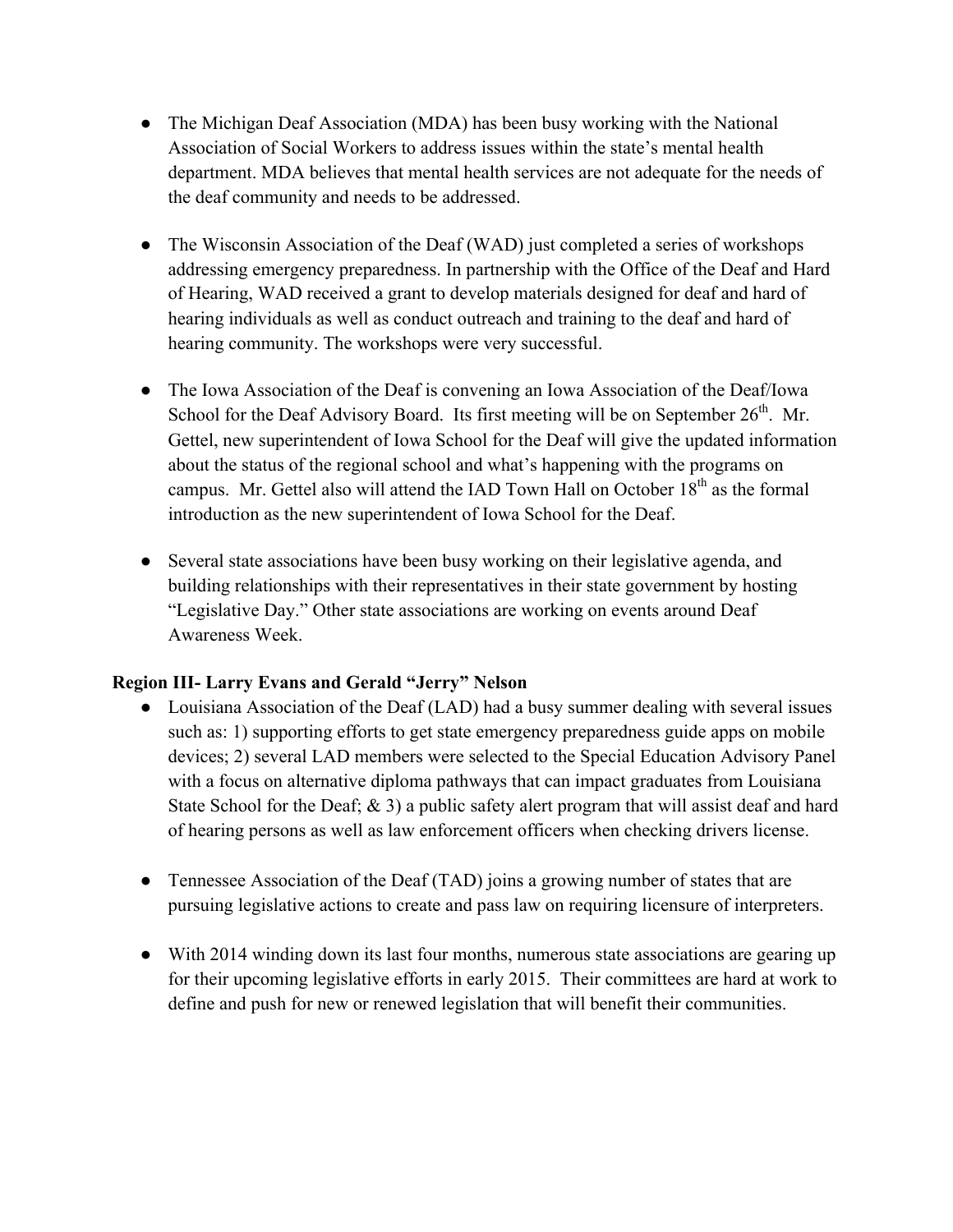- The Michigan Deaf Association (MDA) has been busy working with the National Association of Social Workers to address issues within the state's mental health department. MDA believes that mental health services are not adequate for the needs of the deaf community and needs to be addressed.

- The Wisconsin Association of the Deaf (WAD) just completed a series of workshops addressing emergency preparedness. In partnership with the Office of the Deaf and Hard of Hearing, WAD received a grant to develop materials designed for deaf and hard of hearing individuals as well as conduct outreach and training to the deaf and hard of hearing community. The workshops were very successful.

- The Iowa Association of the Deaf is convening an Iowa Association of the Deaf/Iowa School for the Deaf Advisory Board. Its first meeting will be on September 26th. Mr. Gettel, new superintendent of Iowa School for the Deaf will give the updated information about the status of the regional school and what's happening with the programs on campus. Mr. Gettel also will attend the IAD Town Hall on October 18th as the formal introduction as the new superintendent of Iowa School for the Deaf.

- Several state associations have been busy working on their legislative agenda, and building relationships with their representatives in their state government by hosting "Legislative Day." Other state associations are working on events around Deaf Awareness Week.

**Region III- Larry Evans and Gerald "Jerry" Nelson**

- Louisiana Association of the Deaf (LAD) had a busy summer dealing with several issues such as: 1) supporting efforts to get state emergency preparedness guide apps on mobile devices; 2) several LAD members were selected to the Special Education Advisory Panel with a focus on alternative diploma pathways that can impact graduates from Louisiana State School for the Deaf; & 3) a public safety alert program that will assist deaf and hard of hearing persons as well as law enforcement officers when checking drivers license.

- Tennessee Association of the Deaf (TAD) joins a growing number of states that are pursuing legislative actions to create and pass law on requiring licensure of interpreters.

- With 2014 winding down its last four months, numerous state associations are gearing up for their upcoming legislative efforts in early 2015. Their committees are hard at work to define and push for new or renewed legislation that will benefit their communities.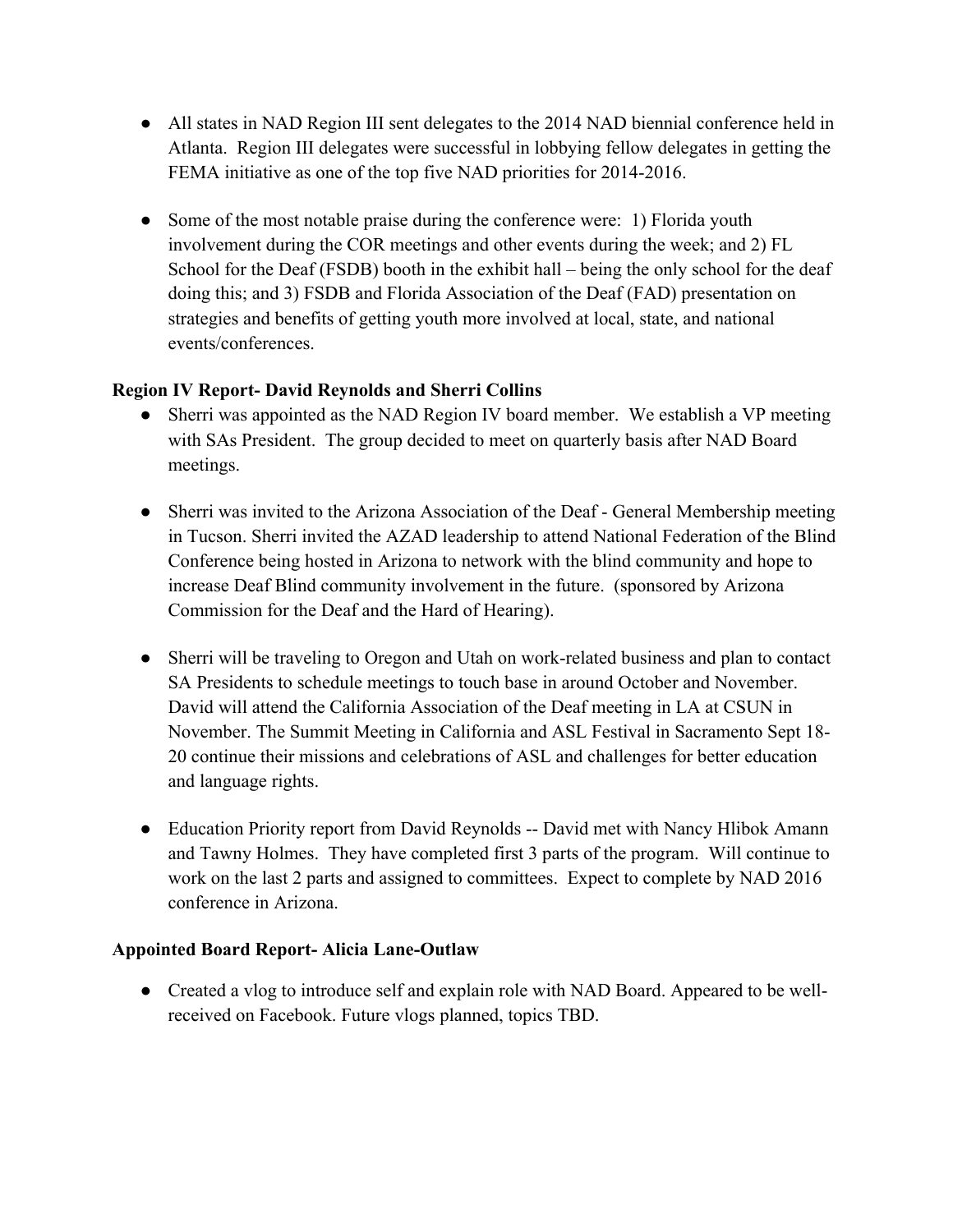- All states in NAD Region III sent delegates to the 2014 NAD biennial conference held in Atlanta. Region III delegates were successful in lobbying fellow delegates in getting the FEMA initiative as one of the top five NAD priorities for 2014-2016.

- Some of the most notable praise during the conference were: 1) Florida youth involvement during the COR meetings and other events during the week; and 2) FL School for the Deaf (FSDB) booth in the exhibit hall – being the only school for the deaf doing this; and 3) FSDB and Florida Association of the Deaf (FAD) presentation on strategies and benefits of getting youth more involved at local, state, and national events/conferences.

**Region IV Report- David Reynolds and Sherri Collins**

- Sherri was appointed as the NAD Region IV board member. We establish a VP meeting with SAs President. The group decided to meet on quarterly basis after NAD Board meetings.

- Sherri was invited to the Arizona Association of the Deaf - General Membership meeting in Tucson. Sherri invited the AZAD leadership to attend National Federation of the Blind Conference being hosted in Arizona to network with the blind community and hope to increase Deaf Blind community involvement in the future. (sponsored by Arizona Commission for the Deaf and the Hard of Hearing).

- Sherri will be traveling to Oregon and Utah on work-related business and plan to contact SA Presidents to schedule meetings to touch base in around October and November. David will attend the California Association of the Deaf meeting in LA at CSUN in November. The Summit Meeting in California and ASL Festival in Sacramento Sept 18-20 continue their missions and celebrations of ASL and challenges for better education and language rights.

- Education Priority report from David Reynolds -- David met with Nancy Hlibok Amann and Tawny Holmes. They have completed first 3 parts of the program. Will continue to work on the last 2 parts and assigned to committees. Expect to complete by NAD 2016 conference in Arizona.

**Appointed Board Report- Alicia Lane-Outlaw**

- Created a vlog to introduce self and explain role with NAD Board. Appeared to be well-received on Facebook. Future vlogs planned, topics TBD.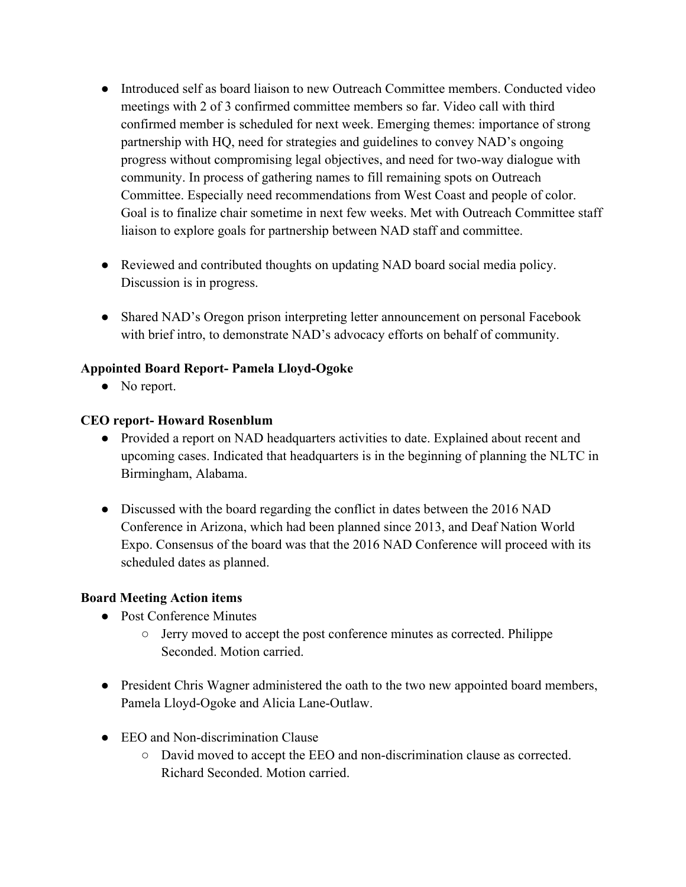- Introduced self as board liaison to new Outreach Committee members. Conducted video meetings with 2 of 3 confirmed committee members so far. Video call with third confirmed member is scheduled for next week. Emerging themes: importance of strong partnership with HQ, need for strategies and guidelines to convey NAD's ongoing progress without compromising legal objectives, and need for two-way dialogue with community. In process of gathering names to fill remaining spots on Outreach Committee. Especially need recommendations from West Coast and people of color. Goal is to finalize chair sometime in next few weeks. Met with Outreach Committee staff liaison to explore goals for partnership between NAD staff and committee.

- Reviewed and contributed thoughts on updating NAD board social media policy. Discussion is in progress.

- Shared NAD's Oregon prison interpreting letter announcement on personal Facebook with brief intro, to demonstrate NAD's advocacy efforts on behalf of community.

**Appointed Board Report- Pamela Lloyd-Ogoke**

- No report.

**CEO report- Howard Rosenblum**

- Provided a report on NAD headquarters activities to date. Explained about recent and upcoming cases. Indicated that headquarters is in the beginning of planning the NLTC in Birmingham, Alabama.

- Discussed with the board regarding the conflict in dates between the 2016 NAD Conference in Arizona, which had been planned since 2013, and Deaf Nation World Expo. Consensus of the board was that the 2016 NAD Conference will proceed with its scheduled dates as planned.

**Board Meeting Action items**

- Post Conference Minutes
  - Jerry moved to accept the post conference minutes as corrected. Philippe Seconded. Motion carried.

- President Chris Wagner administered the oath to the two new appointed board members, Pamela Lloyd-Ogoke and Alicia Lane-Outlaw.

- EEO and Non-discrimination Clause
  - David moved to accept the EEO and non-discrimination clause as corrected. Richard Seconded. Motion carried.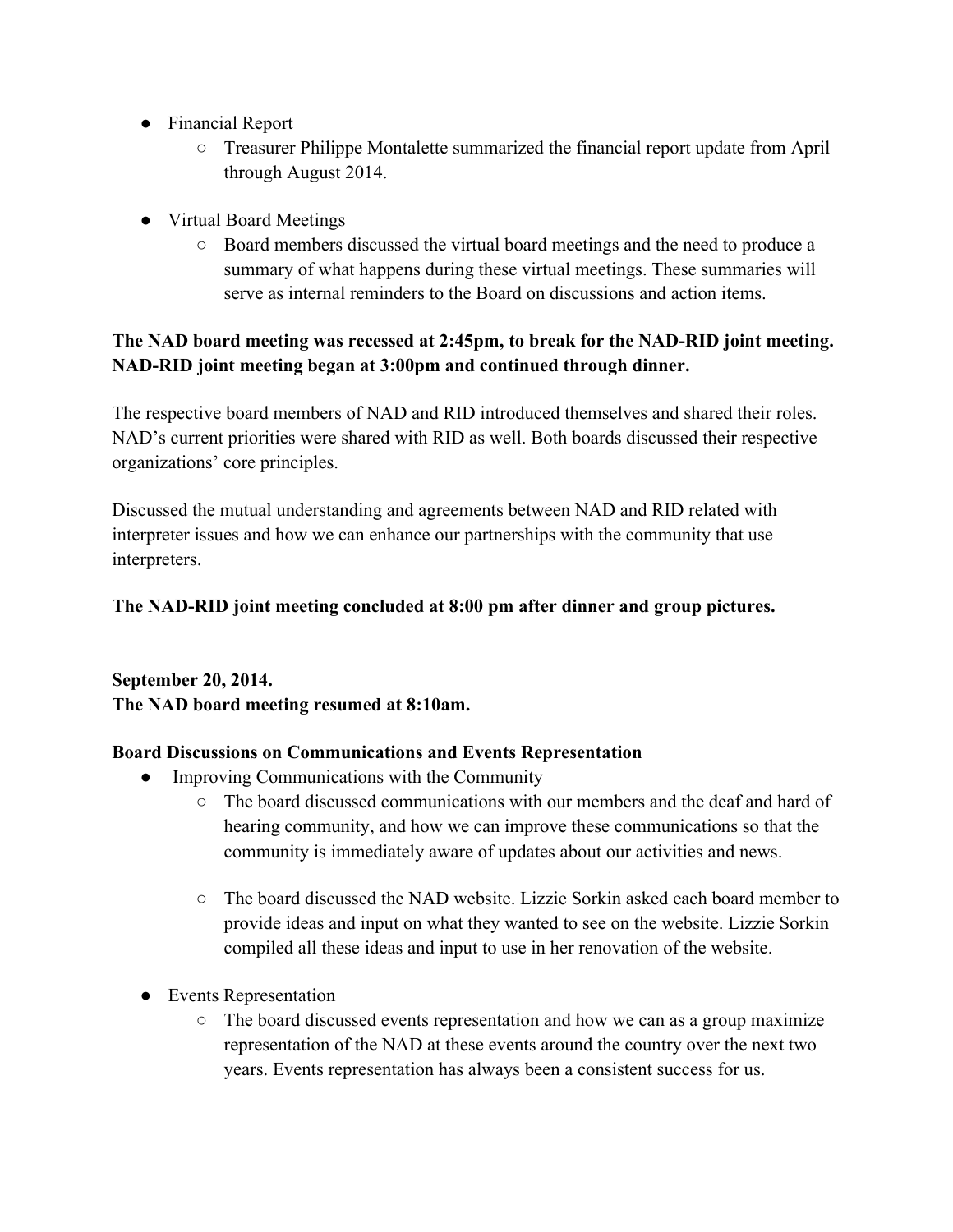- Financial Report
    - Treasurer Philippe Montalette summarized the financial report update from April through August 2014.

- Virtual Board Meetings
    - Board members discussed the virtual board meetings and the need to produce a summary of what happens during these virtual meetings. These summaries will serve as internal reminders to the Board on discussions and action items.

**The NAD board meeting was recessed at 2:45pm, to break for the NAD-RID joint meeting. NAD-RID joint meeting began at 3:00pm and continued through dinner.**

The respective board members of NAD and RID introduced themselves and shared their roles. NAD's current priorities were shared with RID as well. Both boards discussed their respective organizations' core principles.

Discussed the mutual understanding and agreements between NAD and RID related with interpreter issues and how we can enhance our partnerships with the community that use interpreters.

**The NAD-RID joint meeting concluded at 8:00 pm after dinner and group pictures.**

**September 20, 2014.**
**The NAD board meeting resumed at 8:10am.**

**Board Discussions on Communications and Events Representation**

- Improving Communications with the Community
    - The board discussed communications with our members and the deaf and hard of hearing community, and how we can improve these communications so that the community is immediately aware of updates about our activities and news.

    - The board discussed the NAD website. Lizzie Sorkin asked each board member to provide ideas and input on what they wanted to see on the website. Lizzie Sorkin compiled all these ideas and input to use in her renovation of the website.

- Events Representation
    - The board discussed events representation and how we can as a group maximize representation of the NAD at these events around the country over the next two years. Events representation has always been a consistent success for us.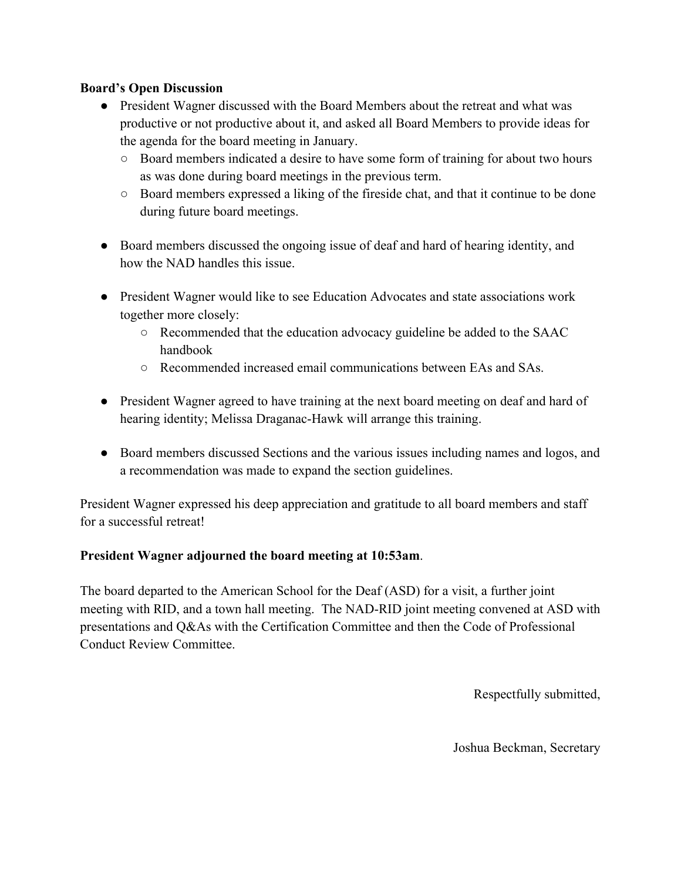**Board's Open Discussion**

- President Wagner discussed with the Board Members about the retreat and what was productive or not productive about it, and asked all Board Members to provide ideas for the agenda for the board meeting in January.
  - Board members indicated a desire to have some form of training for about two hours as was done during board meetings in the previous term.
  - Board members expressed a liking of the fireside chat, and that it continue to be done during future board meetings.

- Board members discussed the ongoing issue of deaf and hard of hearing identity, and how the NAD handles this issue.

- President Wagner would like to see Education Advocates and state associations work together more closely:
  - Recommended that the education advocacy guideline be added to the SAAC handbook
  - Recommended increased email communications between EAs and SAs.

- President Wagner agreed to have training at the next board meeting on deaf and hard of hearing identity; Melissa Draganac-Hawk will arrange this training.

- Board members discussed Sections and the various issues including names and logos, and a recommendation was made to expand the section guidelines.

President Wagner expressed his deep appreciation and gratitude to all board members and staff for a successful retreat!

**President Wagner adjourned the board meeting at 10:53am**.

The board departed to the American School for the Deaf (ASD) for a visit, a further joint meeting with RID, and a town hall meeting. The NAD-RID joint meeting convened at ASD with presentations and Q&As with the Certification Committee and then the Code of Professional Conduct Review Committee.

Respectfully submitted,

Joshua Beckman, Secretary